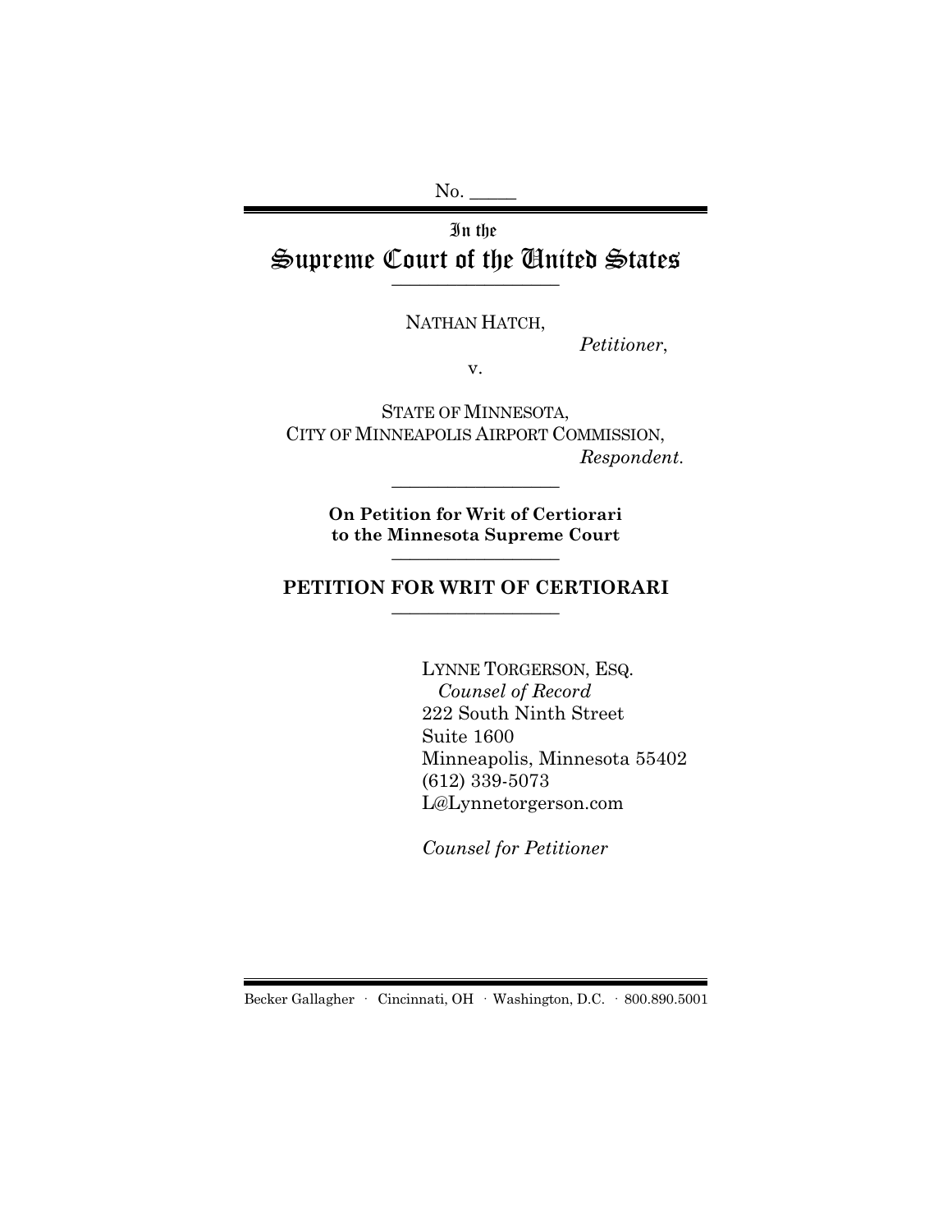No. _____

In the
# Supreme Court of the United States

NATHAN HATCH,

*Petitioner*,

v.

STATE OF MINNESOTA,
CITY OF MINNEAPOLIS AIRPORT COMMISSION,

*Respondent*.

**On Petition for Writ of Certiorari to the Minnesota Supreme Court**

## PETITION FOR WRIT OF CERTIORARI

LYNNE TORGERSON, ESQ.
*Counsel of Record*
222 South Ninth Street
Suite 1600
Minneapolis, Minnesota 55402
(612) 339-5073
L@Lynnetorgerson.com

*Counsel for Petitioner*

Becker Gallagher · Cincinnati, OH · Washington, D.C. · 800.890.5001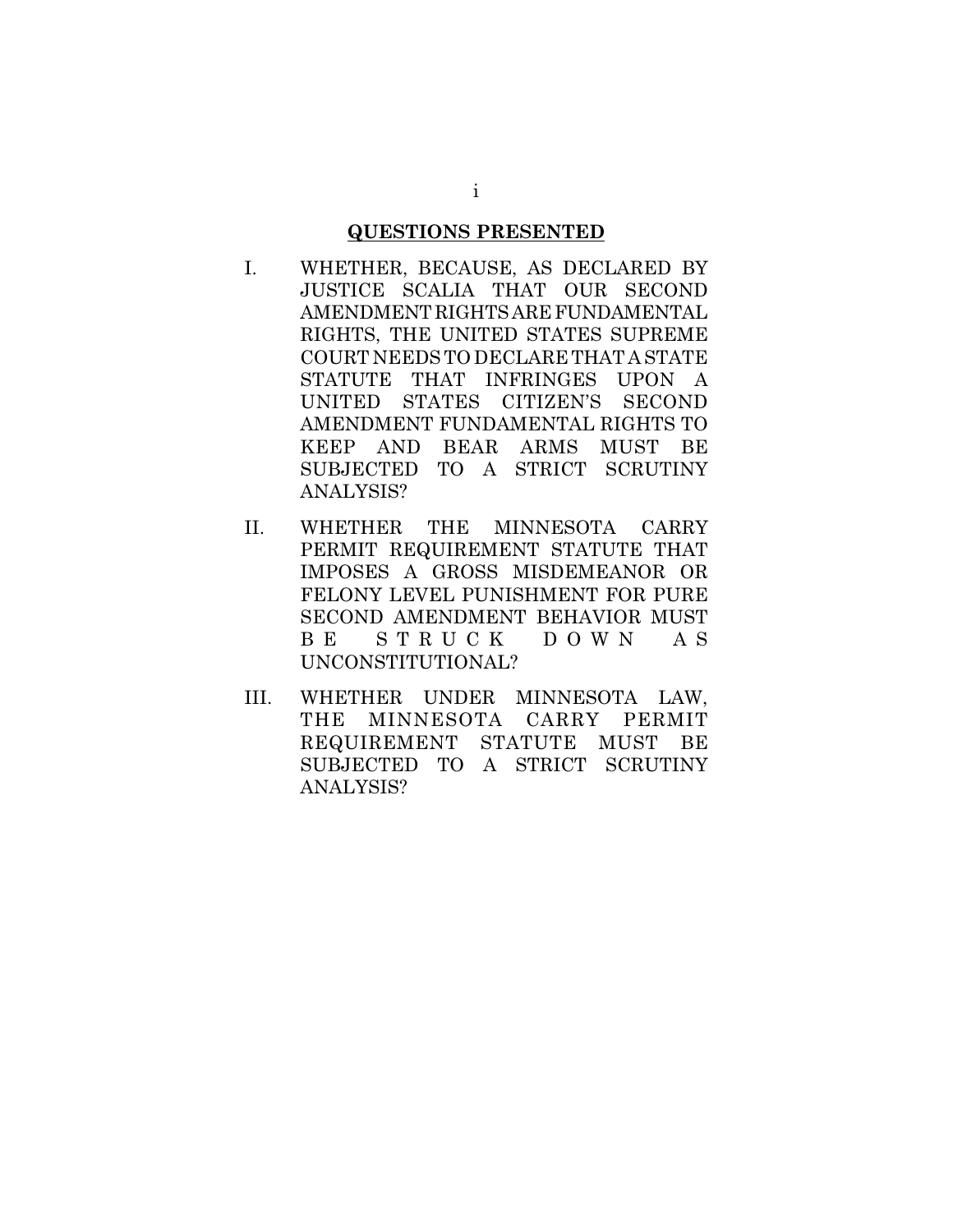## QUESTIONS PRESENTED

I. WHETHER, BECAUSE, AS DECLARED BY JUSTICE SCALIA THAT OUR SECOND AMENDMENT RIGHTS ARE FUNDAMENTAL RIGHTS, THE UNITED STATES SUPREME COURT NEEDS TO DECLARE THAT A STATE STATUTE THAT INFRINGES UPON A UNITED STATES CITIZEN'S SECOND AMENDMENT FUNDAMENTAL RIGHTS TO KEEP AND BEAR ARMS MUST BE SUBJECTED TO A STRICT SCRUTINY ANALYSIS?

II. WHETHER THE MINNESOTA CARRY PERMIT REQUIREMENT STATUTE THAT IMPOSES A GROSS MISDEMEANOR OR FELONY LEVEL PUNISHMENT FOR PURE SECOND AMENDMENT BEHAVIOR MUST BE STRUCK DOWN AS UNCONSTITUTIONAL?

III. WHETHER UNDER MINNESOTA LAW, THE MINNESOTA CARRY PERMIT REQUIREMENT STATUTE MUST BE SUBJECTED TO A STRICT SCRUTINY ANALYSIS?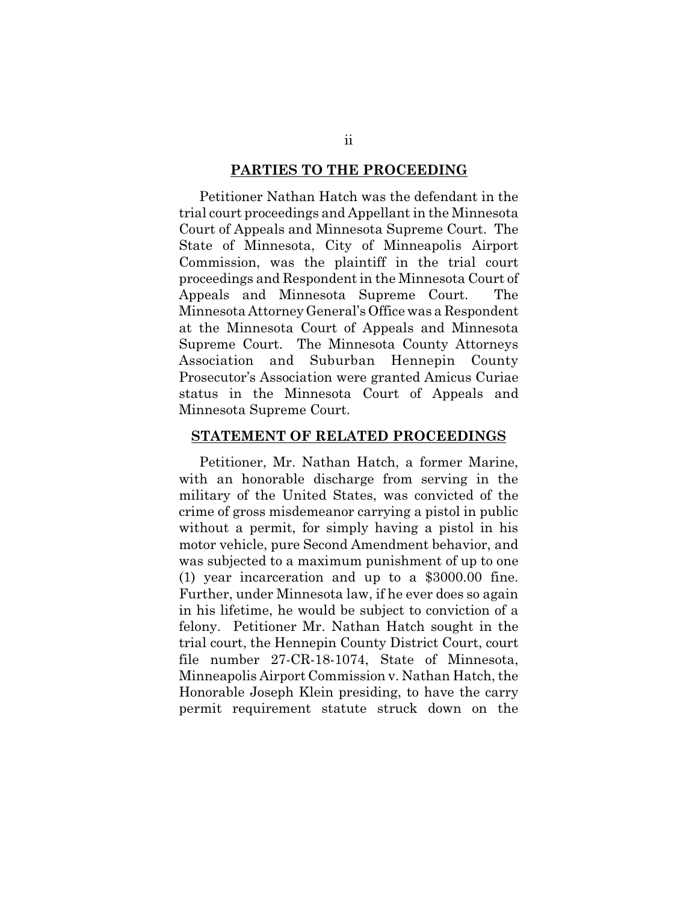## PARTIES TO THE PROCEEDING

Petitioner Nathan Hatch was the defendant in the trial court proceedings and Appellant in the Minnesota Court of Appeals and Minnesota Supreme Court. The State of Minnesota, City of Minneapolis Airport Commission, was the plaintiff in the trial court proceedings and Respondent in the Minnesota Court of Appeals and Minnesota Supreme Court. The Minnesota Attorney General's Office was a Respondent at the Minnesota Court of Appeals and Minnesota Supreme Court. The Minnesota County Attorneys Association and Suburban Hennepin County Prosecutor's Association were granted Amicus Curiae status in the Minnesota Court of Appeals and Minnesota Supreme Court.

## STATEMENT OF RELATED PROCEEDINGS

Petitioner, Mr. Nathan Hatch, a former Marine, with an honorable discharge from serving in the military of the United States, was convicted of the crime of gross misdemeanor carrying a pistol in public without a permit, for simply having a pistol in his motor vehicle, pure Second Amendment behavior, and was subjected to a maximum punishment of up to one (1) year incarceration and up to a $3000.00 fine. Further, under Minnesota law, if he ever does so again in his lifetime, he would be subject to conviction of a felony. Petitioner Mr. Nathan Hatch sought in the trial court, the Hennepin County District Court, court file number 27-CR-18-1074, State of Minnesota, Minneapolis Airport Commission v. Nathan Hatch, the Honorable Joseph Klein presiding, to have the carry permit requirement statute struck down on the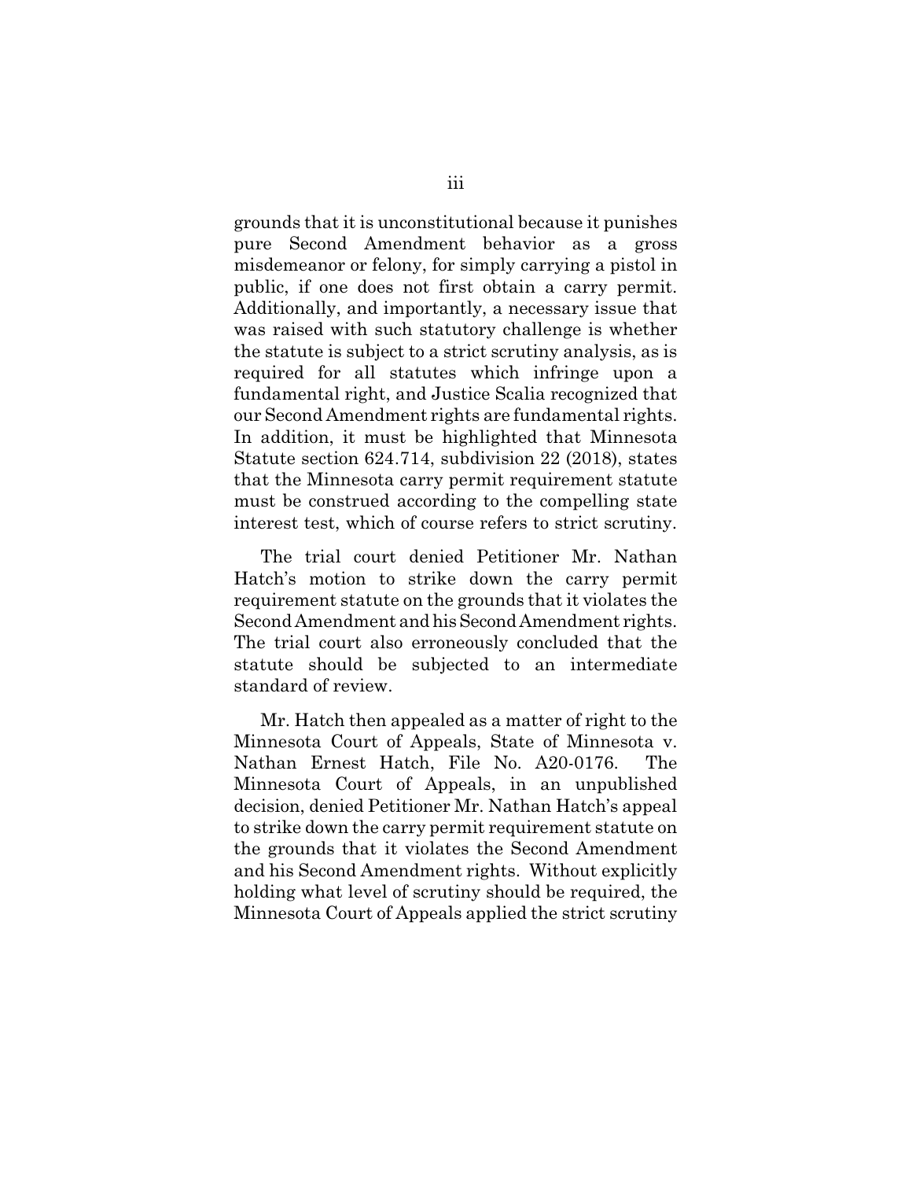grounds that it is unconstitutional because it punishes pure Second Amendment behavior as a gross misdemeanor or felony, for simply carrying a pistol in public, if one does not first obtain a carry permit. Additionally, and importantly, a necessary issue that was raised with such statutory challenge is whether the statute is subject to a strict scrutiny analysis, as is required for all statutes which infringe upon a fundamental right, and Justice Scalia recognized that our Second Amendment rights are fundamental rights. In addition, it must be highlighted that Minnesota Statute section 624.714, subdivision 22 (2018), states that the Minnesota carry permit requirement statute must be construed according to the compelling state interest test, which of course refers to strict scrutiny.

The trial court denied Petitioner Mr. Nathan Hatch's motion to strike down the carry permit requirement statute on the grounds that it violates the Second Amendment and his Second Amendment rights. The trial court also erroneously concluded that the statute should be subjected to an intermediate standard of review.

Mr. Hatch then appealed as a matter of right to the Minnesota Court of Appeals, State of Minnesota v. Nathan Ernest Hatch, File No. A20-0176. The Minnesota Court of Appeals, in an unpublished decision, denied Petitioner Mr. Nathan Hatch's appeal to strike down the carry permit requirement statute on the grounds that it violates the Second Amendment and his Second Amendment rights. Without explicitly holding what level of scrutiny should be required, the Minnesota Court of Appeals applied the strict scrutiny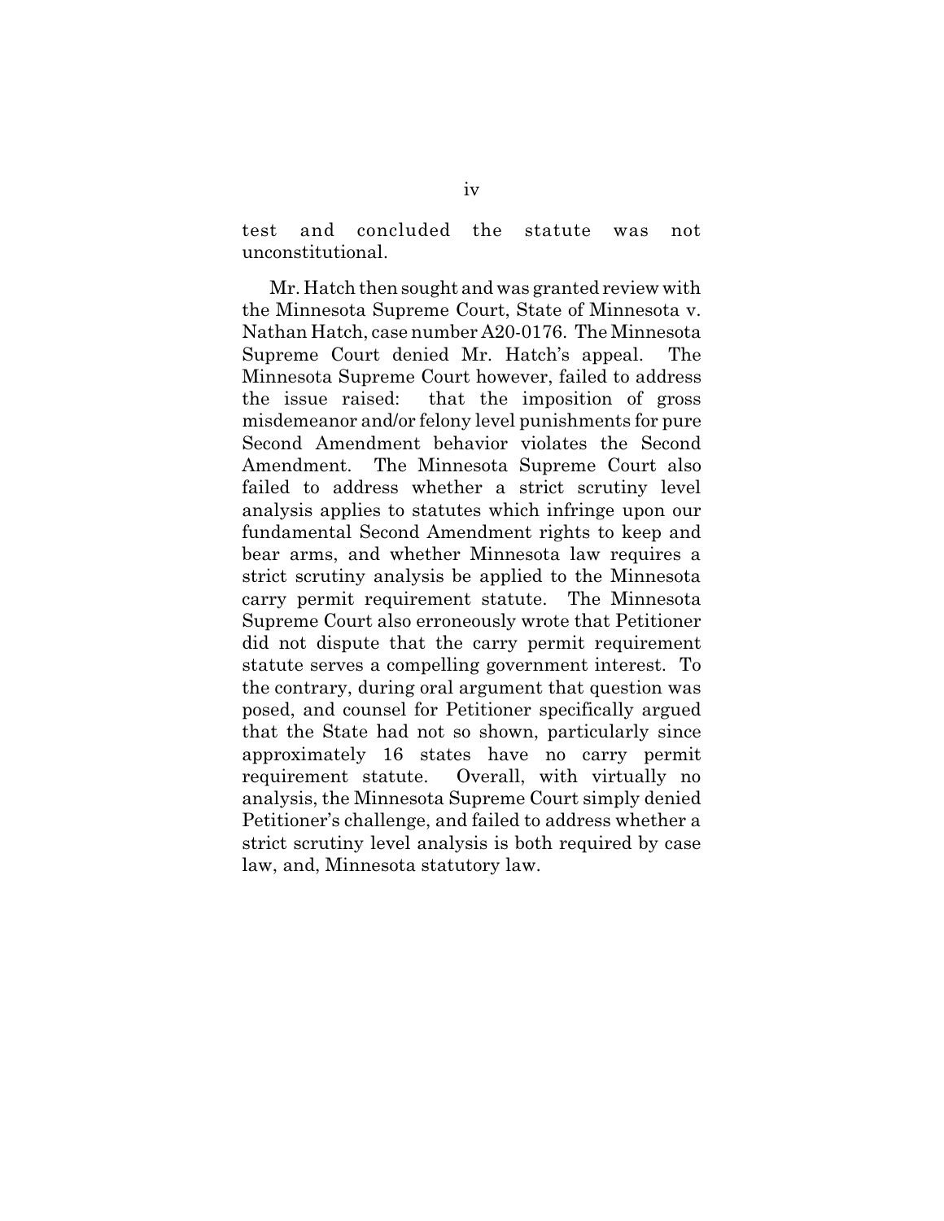test and concluded the statute was not unconstitutional.

Mr. Hatch then sought and was granted review with the Minnesota Supreme Court, State of Minnesota v. Nathan Hatch, case number A20-0176. The Minnesota Supreme Court denied Mr. Hatch's appeal. The Minnesota Supreme Court however, failed to address the issue raised: that the imposition of gross misdemeanor and/or felony level punishments for pure Second Amendment behavior violates the Second Amendment. The Minnesota Supreme Court also failed to address whether a strict scrutiny level analysis applies to statutes which infringe upon our fundamental Second Amendment rights to keep and bear arms, and whether Minnesota law requires a strict scrutiny analysis be applied to the Minnesota carry permit requirement statute. The Minnesota Supreme Court also erroneously wrote that Petitioner did not dispute that the carry permit requirement statute serves a compelling government interest. To the contrary, during oral argument that question was posed, and counsel for Petitioner specifically argued that the State had not so shown, particularly since approximately 16 states have no carry permit requirement statute. Overall, with virtually no analysis, the Minnesota Supreme Court simply denied Petitioner's challenge, and failed to address whether a strict scrutiny level analysis is both required by case law, and, Minnesota statutory law.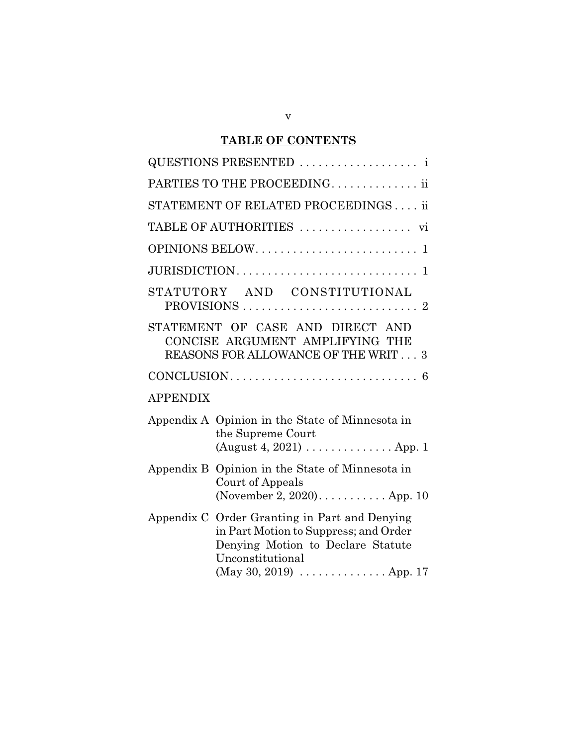## TABLE OF CONTENTS

QUESTIONS PRESENTED . . . . . . . . . . . . . . . . . . . i

PARTIES TO THE PROCEEDING. . . . . . . . . . . . . . ii

STATEMENT OF RELATED PROCEEDINGS . . . . ii

TABLE OF AUTHORITIES . . . . . . . . . . . . . . . . . . vi

OPINIONS BELOW. . . . . . . . . . . . . . . . . . . . . . . . . . 1

JURISDICTION. . . . . . . . . . . . . . . . . . . . . . . . . . . . . 1

STATUTORY AND CONSTITUTIONAL PROVISIONS . . . . . . . . . . . . . . . . . . . . . . . . . . . . 2

STATEMENT OF CASE AND DIRECT AND CONCISE ARGUMENT AMPLIFYING THE REASONS FOR ALLOWANCE OF THE WRIT . . . 3

CONCLUSION. . . . . . . . . . . . . . . . . . . . . . . . . . . . . . 6

APPENDIX

Appendix A Opinion in the State of Minnesota in the Supreme Court (August 4, 2021) . . . . . . . . . . . . . . App. 1

Appendix B Opinion in the State of Minnesota in Court of Appeals (November 2, 2020). . . . . . . . . . . App. 10

Appendix C Order Granting in Part and Denying in Part Motion to Suppress; and Order Denying Motion to Declare Statute Unconstitutional (May 30, 2019) . . . . . . . . . . . . . . App. 17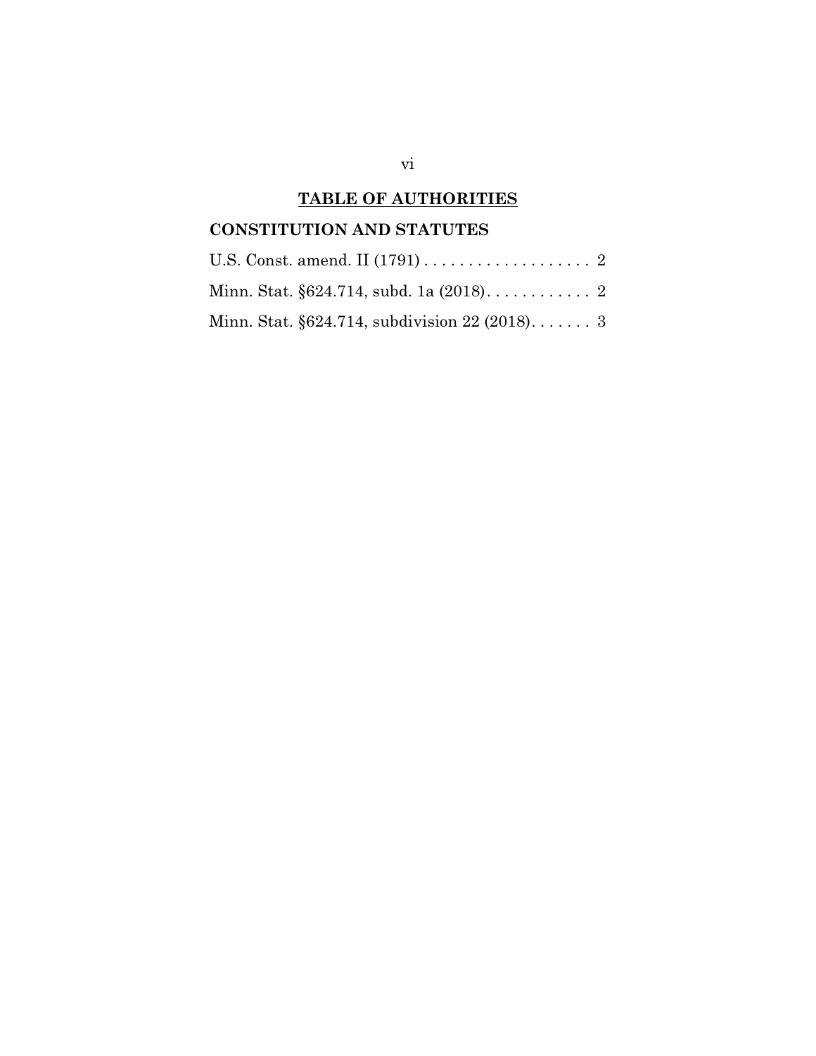## TABLE OF AUTHORITIES

### CONSTITUTION AND STATUTES

U.S. Const. amend. II (1791) . . . . . . . . . . . . . . . . . . . 2

Minn. Stat. §624.714, subd. 1a (2018). . . . . . . . . . . . 2

Minn. Stat. §624.714, subdivision 22 (2018). . . . . . . 3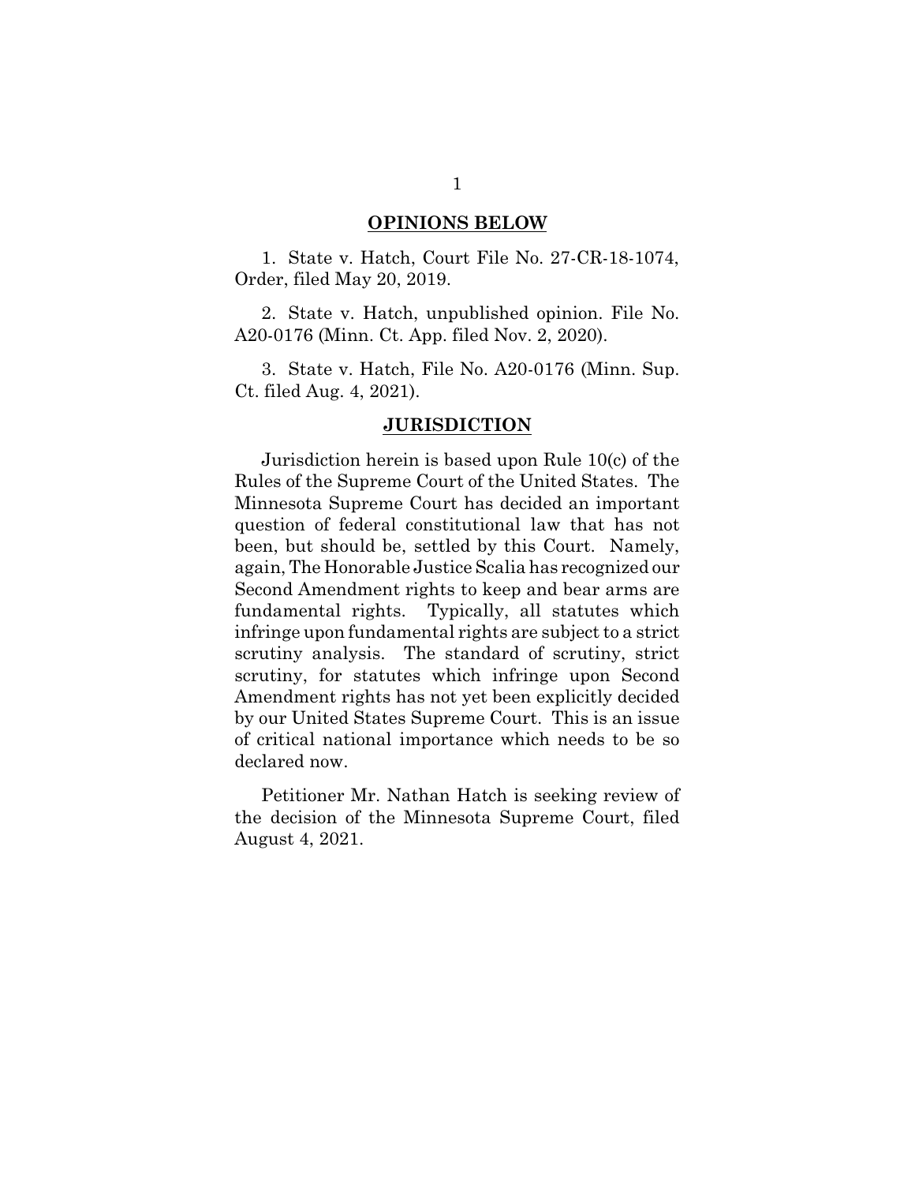## OPINIONS BELOW

1. State v. Hatch, Court File No. 27-CR-18-1074, Order, filed May 20, 2019.

2. State v. Hatch, unpublished opinion. File No. A20-0176 (Minn. Ct. App. filed Nov. 2, 2020).

3. State v. Hatch, File No. A20-0176 (Minn. Sup. Ct. filed Aug. 4, 2021).

## JURISDICTION

Jurisdiction herein is based upon Rule 10(c) of the Rules of the Supreme Court of the United States. The Minnesota Supreme Court has decided an important question of federal constitutional law that has not been, but should be, settled by this Court. Namely, again, The Honorable Justice Scalia has recognized our Second Amendment rights to keep and bear arms are fundamental rights. Typically, all statutes which infringe upon fundamental rights are subject to a strict scrutiny analysis. The standard of scrutiny, strict scrutiny, for statutes which infringe upon Second Amendment rights has not yet been explicitly decided by our United States Supreme Court. This is an issue of critical national importance which needs to be so declared now.

Petitioner Mr. Nathan Hatch is seeking review of the decision of the Minnesota Supreme Court, filed August 4, 2021.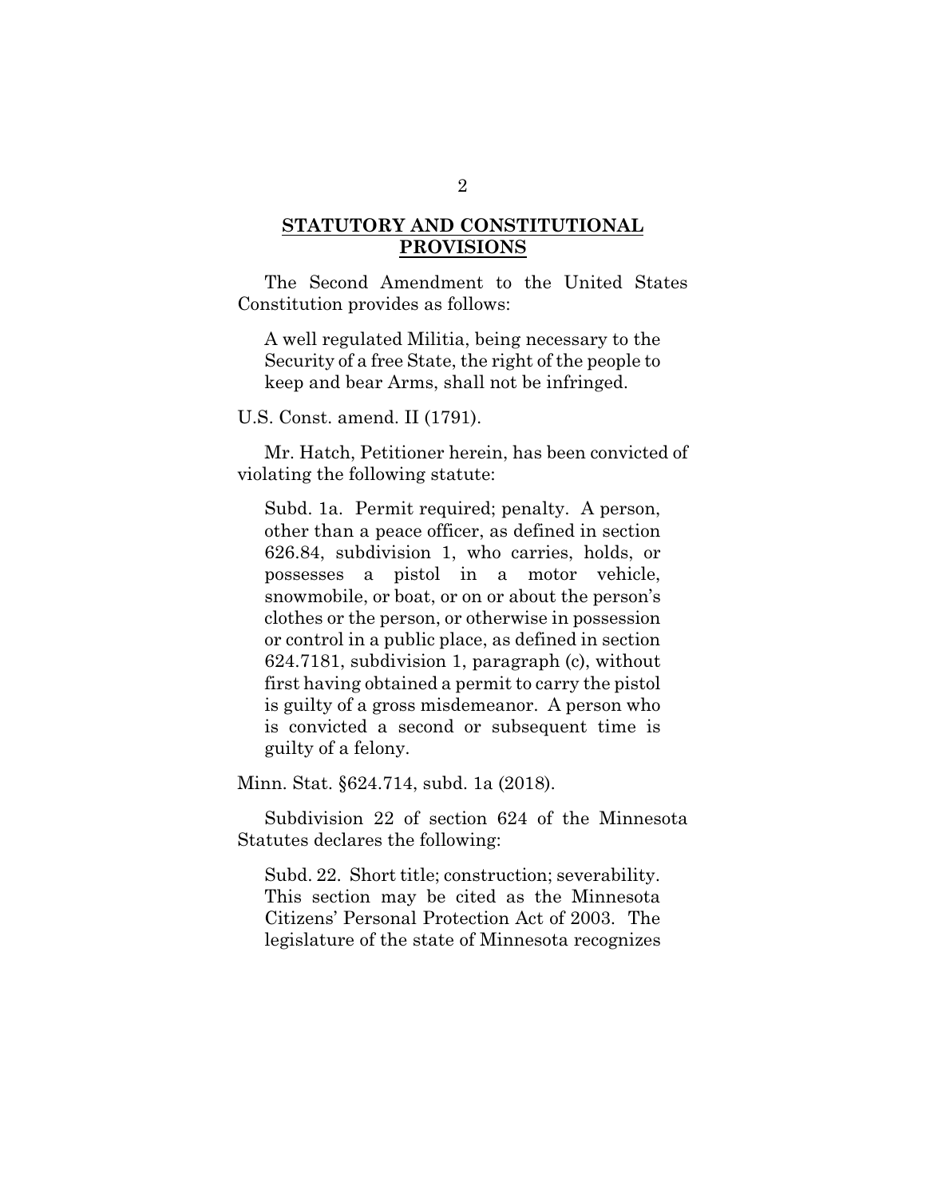## STATUTORY AND CONSTITUTIONAL PROVISIONS

The Second Amendment to the United States Constitution provides as follows:

> A well regulated Militia, being necessary to the Security of a free State, the right of the people to keep and bear Arms, shall not be infringed.

U.S. Const. amend. II (1791).

Mr. Hatch, Petitioner herein, has been convicted of violating the following statute:

> Subd. 1a. Permit required; penalty. A person, other than a peace officer, as defined in section 626.84, subdivision 1, who carries, holds, or possesses a pistol in a motor vehicle, snowmobile, or boat, or on or about the person's clothes or the person, or otherwise in possession or control in a public place, as defined in section 624.7181, subdivision 1, paragraph (c), without first having obtained a permit to carry the pistol is guilty of a gross misdemeanor. A person who is convicted a second or subsequent time is guilty of a felony.

Minn. Stat. §624.714, subd. 1a (2018).

Subdivision 22 of section 624 of the Minnesota Statutes declares the following:

> Subd. 22. Short title; construction; severability. This section may be cited as the Minnesota Citizens' Personal Protection Act of 2003. The legislature of the state of Minnesota recognizes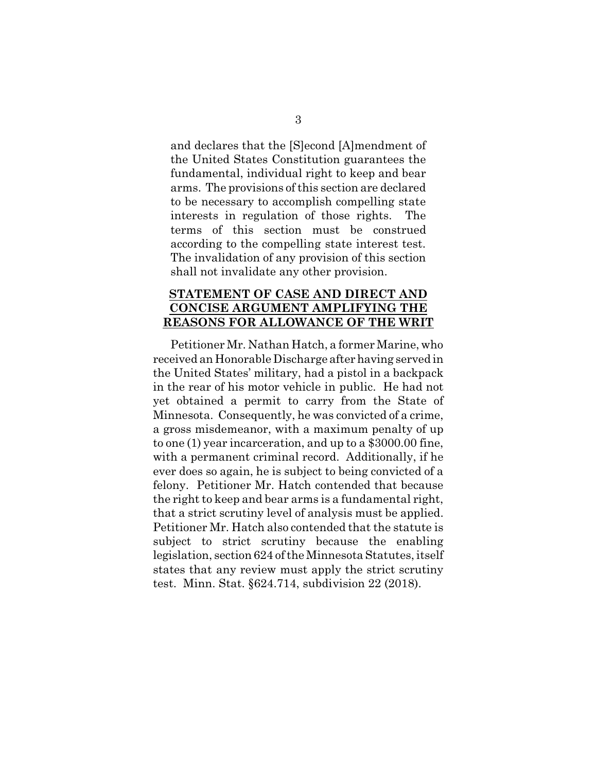and declares that the [S]econd [A]mendment of the United States Constitution guarantees the fundamental, individual right to keep and bear arms. The provisions of this section are declared to be necessary to accomplish compelling state interests in regulation of those rights. The terms of this section must be construed according to the compelling state interest test. The invalidation of any provision of this section shall not invalidate any other provision.

## STATEMENT OF CASE AND DIRECT AND CONCISE ARGUMENT AMPLIFYING THE REASONS FOR ALLOWANCE OF THE WRIT

Petitioner Mr. Nathan Hatch, a former Marine, who received an Honorable Discharge after having served in the United States' military, had a pistol in a backpack in the rear of his motor vehicle in public. He had not yet obtained a permit to carry from the State of Minnesota. Consequently, he was convicted of a crime, a gross misdemeanor, with a maximum penalty of up to one (1) year incarceration, and up to a $3000.00 fine, with a permanent criminal record. Additionally, if he ever does so again, he is subject to being convicted of a felony. Petitioner Mr. Hatch contended that because the right to keep and bear arms is a fundamental right, that a strict scrutiny level of analysis must be applied. Petitioner Mr. Hatch also contended that the statute is subject to strict scrutiny because the enabling legislation, section 624 of the Minnesota Statutes, itself states that any review must apply the strict scrutiny test. Minn. Stat. §624.714, subdivision 22 (2018).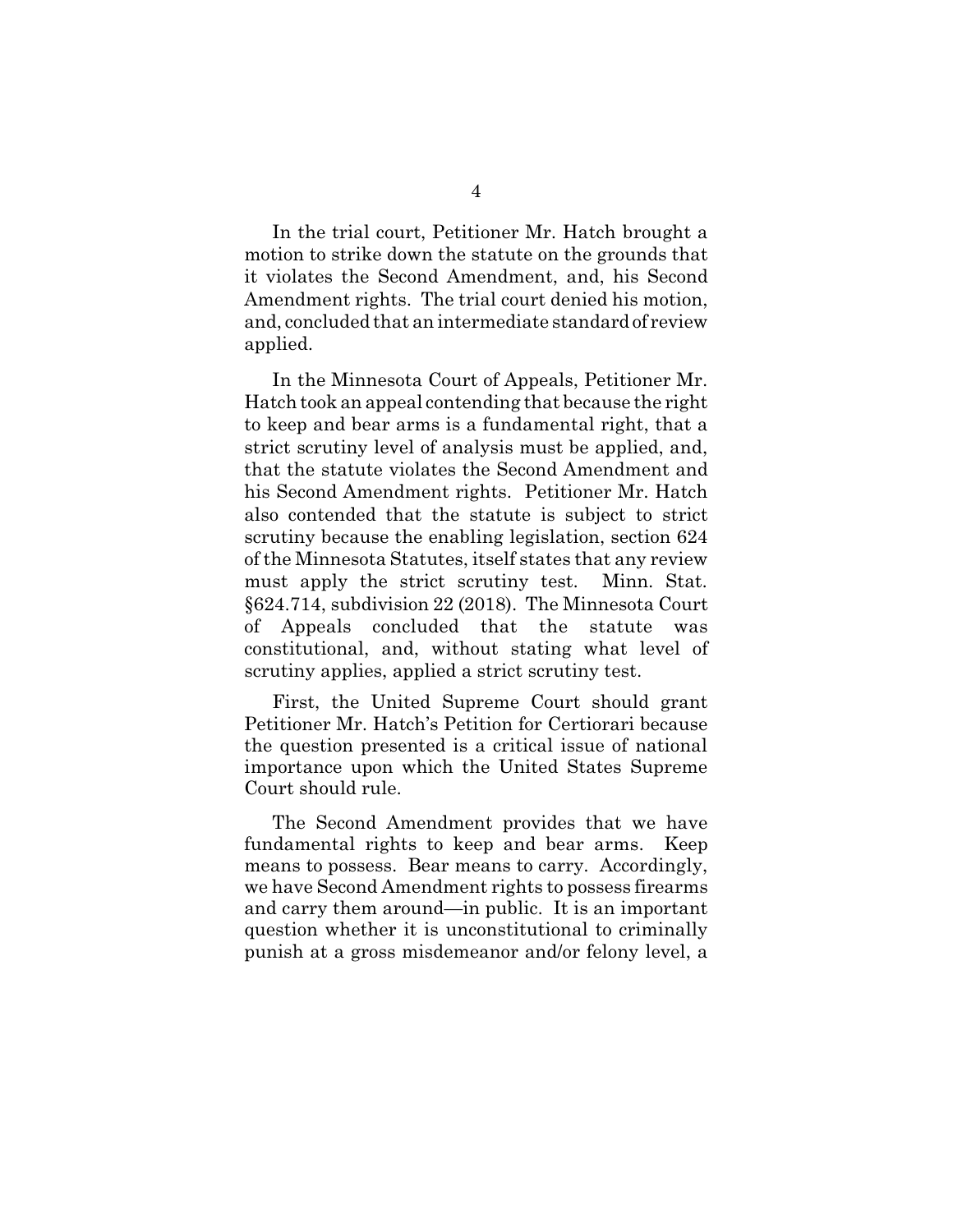In the trial court, Petitioner Mr. Hatch brought a motion to strike down the statute on the grounds that it violates the Second Amendment, and, his Second Amendment rights. The trial court denied his motion, and, concluded that an intermediate standard of review applied.

In the Minnesota Court of Appeals, Petitioner Mr. Hatch took an appeal contending that because the right to keep and bear arms is a fundamental right, that a strict scrutiny level of analysis must be applied, and, that the statute violates the Second Amendment and his Second Amendment rights. Petitioner Mr. Hatch also contended that the statute is subject to strict scrutiny because the enabling legislation, section 624 of the Minnesota Statutes, itself states that any review must apply the strict scrutiny test. Minn. Stat. §624.714, subdivision 22 (2018). The Minnesota Court of Appeals concluded that the statute was constitutional, and, without stating what level of scrutiny applies, applied a strict scrutiny test.

First, the United Supreme Court should grant Petitioner Mr. Hatch's Petition for Certiorari because the question presented is a critical issue of national importance upon which the United States Supreme Court should rule.

The Second Amendment provides that we have fundamental rights to keep and bear arms. Keep means to possess. Bear means to carry. Accordingly, we have Second Amendment rights to possess firearms and carry them around—in public. It is an important question whether it is unconstitutional to criminally punish at a gross misdemeanor and/or felony level, a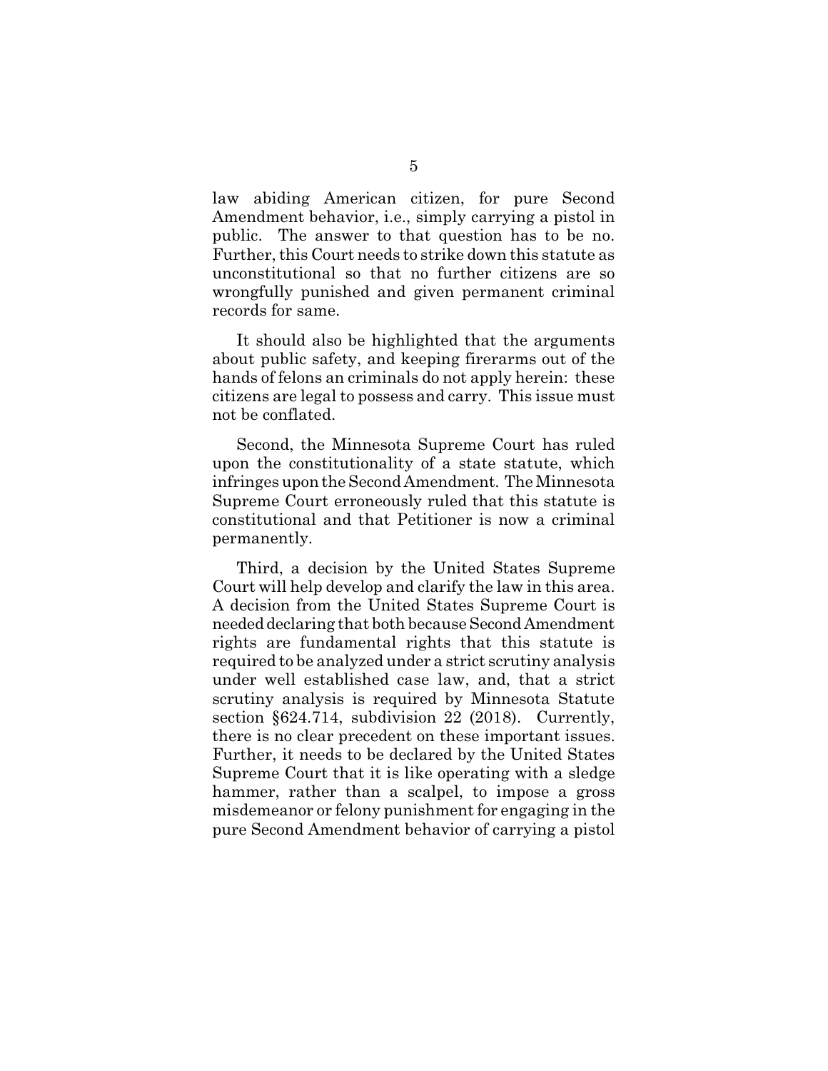law abiding American citizen, for pure Second Amendment behavior, i.e., simply carrying a pistol in public. The answer to that question has to be no. Further, this Court needs to strike down this statute as unconstitutional so that no further citizens are so wrongfully punished and given permanent criminal records for same.

It should also be highlighted that the arguments about public safety, and keeping firerarms out of the hands of felons an criminals do not apply herein: these citizens are legal to possess and carry. This issue must not be conflated.

Second, the Minnesota Supreme Court has ruled upon the constitutionality of a state statute, which infringes upon the Second Amendment. The Minnesota Supreme Court erroneously ruled that this statute is constitutional and that Petitioner is now a criminal permanently.

Third, a decision by the United States Supreme Court will help develop and clarify the law in this area. A decision from the United States Supreme Court is needed declaring that both because Second Amendment rights are fundamental rights that this statute is required to be analyzed under a strict scrutiny analysis under well established case law, and, that a strict scrutiny analysis is required by Minnesota Statute section §624.714, subdivision 22 (2018). Currently, there is no clear precedent on these important issues. Further, it needs to be declared by the United States Supreme Court that it is like operating with a sledge hammer, rather than a scalpel, to impose a gross misdemeanor or felony punishment for engaging in the pure Second Amendment behavior of carrying a pistol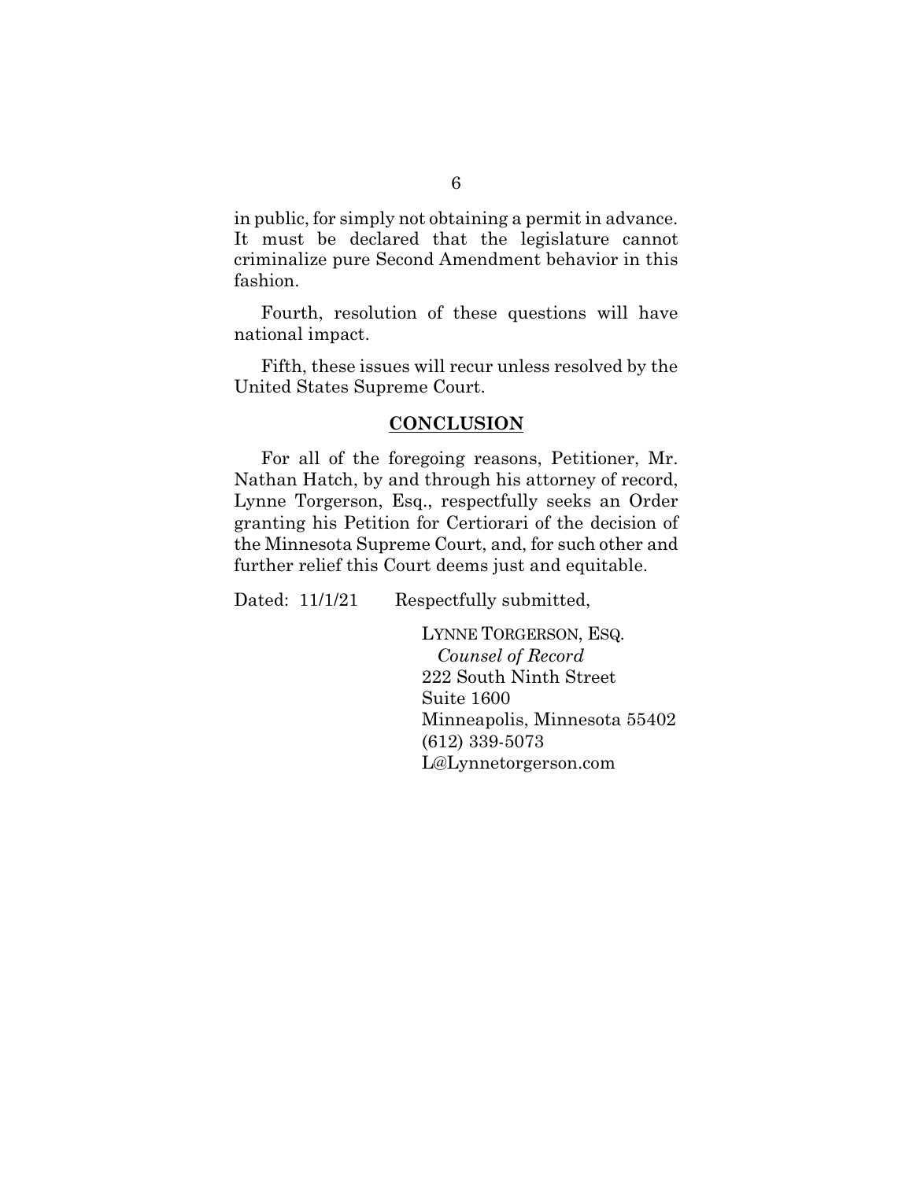in public, for simply not obtaining a permit in advance. It must be declared that the legislature cannot criminalize pure Second Amendment behavior in this fashion.

Fourth, resolution of these questions will have national impact.

Fifth, these issues will recur unless resolved by the United States Supreme Court.

## CONCLUSION

For all of the foregoing reasons, Petitioner, Mr. Nathan Hatch, by and through his attorney of record, Lynne Torgerson, Esq., respectfully seeks an Order granting his Petition for Certiorari of the decision of the Minnesota Supreme Court, and, for such other and further relief this Court deems just and equitable.

Dated: 11/1/21 Respectfully submitted,

LYNNE TORGERSON, ESQ.
*Counsel of Record*
222 South Ninth Street
Suite 1600
Minneapolis, Minnesota 55402
(612) 339-5073
L@Lynnetorgerson.com